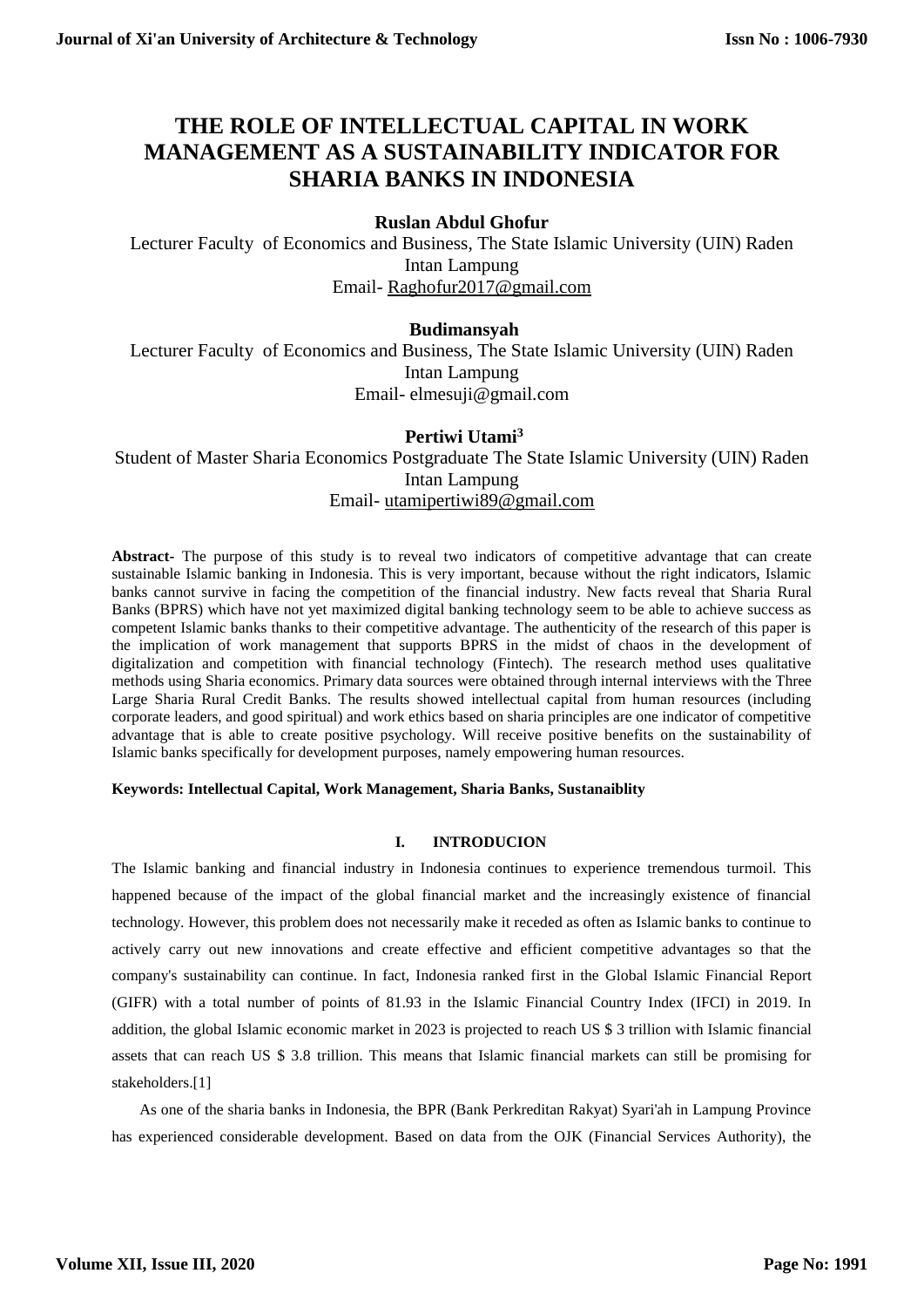# THE ROLE OF INTELLECTUAL CAPITAL IN WORK MANAGEMENT AS A SUSTAINABILITY INDICATOR FOR SHARIA BANKS IN INDONESIA

**Ruslan Abdul Ghofur**

Lecturer Faculty of Economics and Business, The State Islamic University (UIN) Raden Intan Lampung

Email- Raghofur2017@gmail.com

**Budimansyah**

Lecturer Faculty of Economics and Business, The State Islamic University (UIN) Raden Intan Lampung

Email- elmesuji@gmail.com

**Pertiwi Utami[3]**

Student of Master Sharia Economics Postgraduate The State Islamic University (UIN) Raden Intan Lampung

Email- utamipertiwi89@gmail.com

**Abstract-** The purpose of this study is to reveal two indicators of competitive advantage that can create sustainable Islamic banking in Indonesia. This is very important, because without the right indicators, Islamic banks cannot survive in facing the competition of the financial industry. New facts reveal that Sharia Rural Banks (BPRS) which have not yet maximized digital banking technology seem to be able to achieve success as competent Islamic banks thanks to their competitive advantage. The authenticity of the research of this paper is the implication of work management that supports BPRS in the midst of chaos in the development of digitalization and competition with financial technology (Fintech). The research method uses qualitative methods using Sharia economics. Primary data sources were obtained through internal interviews with the Three Large Sharia Rural Credit Banks. The results showed intellectual capital from human resources (including corporate leaders, and good spiritual) and work ethics based on sharia principles are one indicator of competitive advantage that is able to create positive psychology. Will receive positive benefits on the sustainability of Islamic banks specifically for development purposes, namely empowering human resources.

**Keywords: Intellectual Capital, Work Management, Sharia Banks, Sustanaiblity**

## I. INTRODUCION

The Islamic banking and financial industry in Indonesia continues to experience tremendous turmoil. This happened because of the impact of the global financial market and the increasingly existence of financial technology. However, this problem does not necessarily make it receded as often as Islamic banks to continue to actively carry out new innovations and create effective and efficient competitive advantages so that the company's sustainability can continue. In fact, Indonesia ranked first in the Global Islamic Financial Report (GIFR) with a total number of points of 81.93 in the Islamic Financial Country Index (IFCI) in 2019. In addition, the global Islamic economic market in 2023 is projected to reach US $ 3 trillion with Islamic financial assets that can reach US $ 3.8 trillion. This means that Islamic financial markets can still be promising for stakeholders.[1]

As one of the sharia banks in Indonesia, the BPR (Bank Perkreditan Rakyat) Syari'ah in Lampung Province has experienced considerable development. Based on data from the OJK (Financial Services Authority), the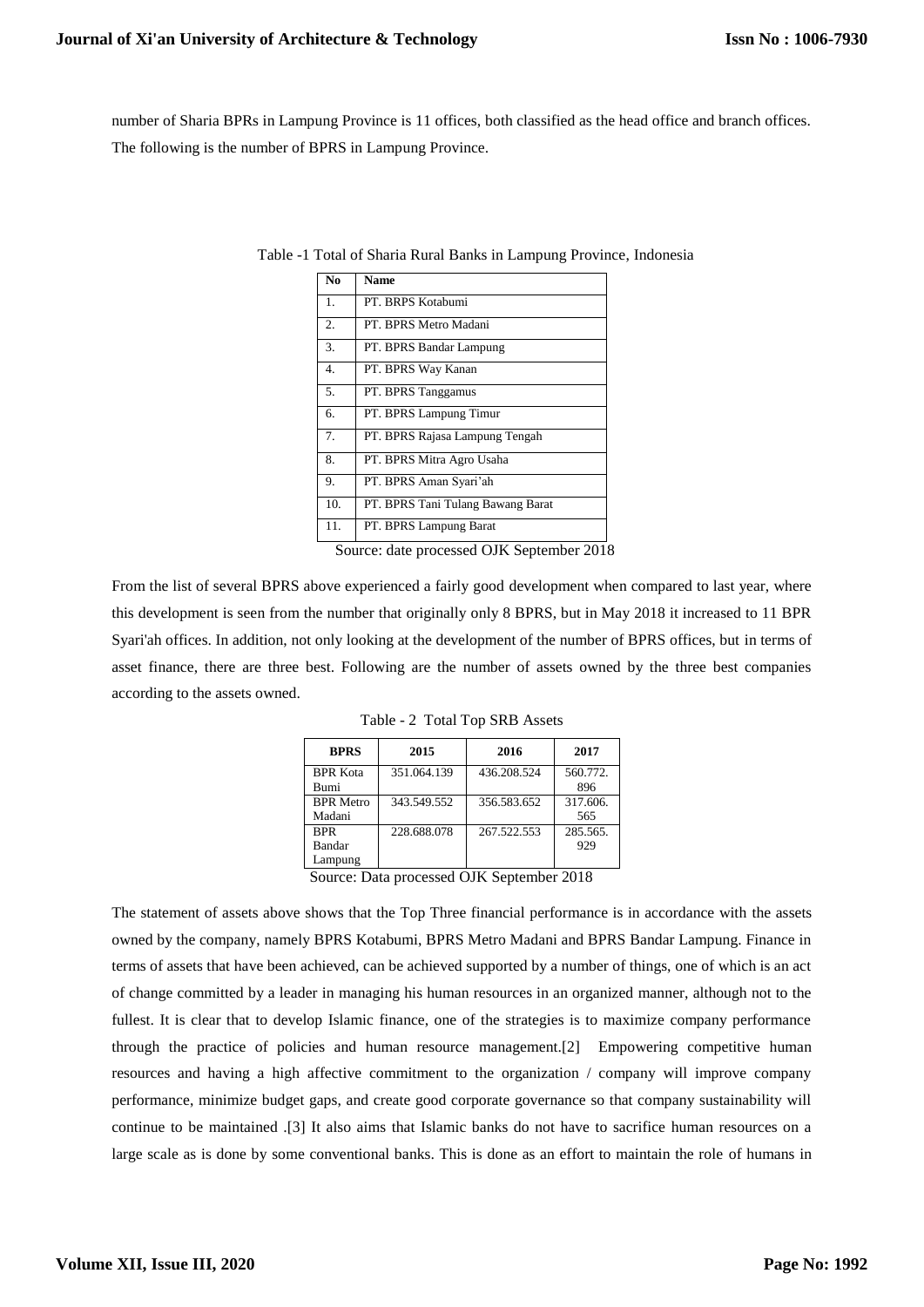number of Sharia BPRs in Lampung Province is 11 offices, both classified as the head office and branch offices. The following is the number of BPRS in Lampung Province.

Table -1 Total of Sharia Rural Banks in Lampung Province, Indonesia

| No | Name |
|---|---|
| 1. | PT. BRPS Kotabumi |
| 2. | PT. BPRS Metro Madani |
| 3. | PT. BPRS Bandar Lampung |
| 4. | PT. BPRS Way Kanan |
| 5. | PT. BPRS Tanggamus |
| 6. | PT. BPRS Lampung Timur |
| 7. | PT. BPRS Rajasa Lampung Tengah |
| 8. | PT. BPRS Mitra Agro Usaha |
| 9. | PT. BPRS Aman Syari'ah |
| 10. | PT. BPRS Tani Tulang Bawang Barat |
| 11. | PT. BPRS Lampung Barat |

Source: date processed OJK September 2018

From the list of several BPRS above experienced a fairly good development when compared to last year, where this development is seen from the number that originally only 8 BPRS, but in May 2018 it increased to 11 BPR Syari'ah offices. In addition, not only looking at the development of the number of BPRS offices, but in terms of asset finance, there are three best. Following are the number of assets owned by the three best companies according to the assets owned.

Table - 2 Total Top SRB Assets

| BPRS | 2015 | 2016 | 2017 |
|---|---|---|---|
| BPR Kota Bumi | 351.064.139 | 436.208.524 | 560.772.896 |
| BPR Metro Madani | 343.549.552 | 356.583.652 | 317.606.565 |
| BPR Bandar Lampung | 228.688.078 | 267.522.553 | 285.565.929 |

Source: Data processed OJK September 2018

The statement of assets above shows that the Top Three financial performance is in accordance with the assets owned by the company, namely BPRS Kotabumi, BPRS Metro Madani and BPRS Bandar Lampung. Finance in terms of assets that have been achieved, can be achieved supported by a number of things, one of which is an act of change committed by a leader in managing his human resources in an organized manner, although not to the fullest. It is clear that to develop Islamic finance, one of the strategies is to maximize company performance through the practice of policies and human resource management.[2] Empowering competitive human resources and having a high affective commitment to the organization / company will improve company performance, minimize budget gaps, and create good corporate governance so that company sustainability will continue to be maintained .[3] It also aims that Islamic banks do not have to sacrifice human resources on a large scale as is done by some conventional banks. This is done as an effort to maintain the role of humans in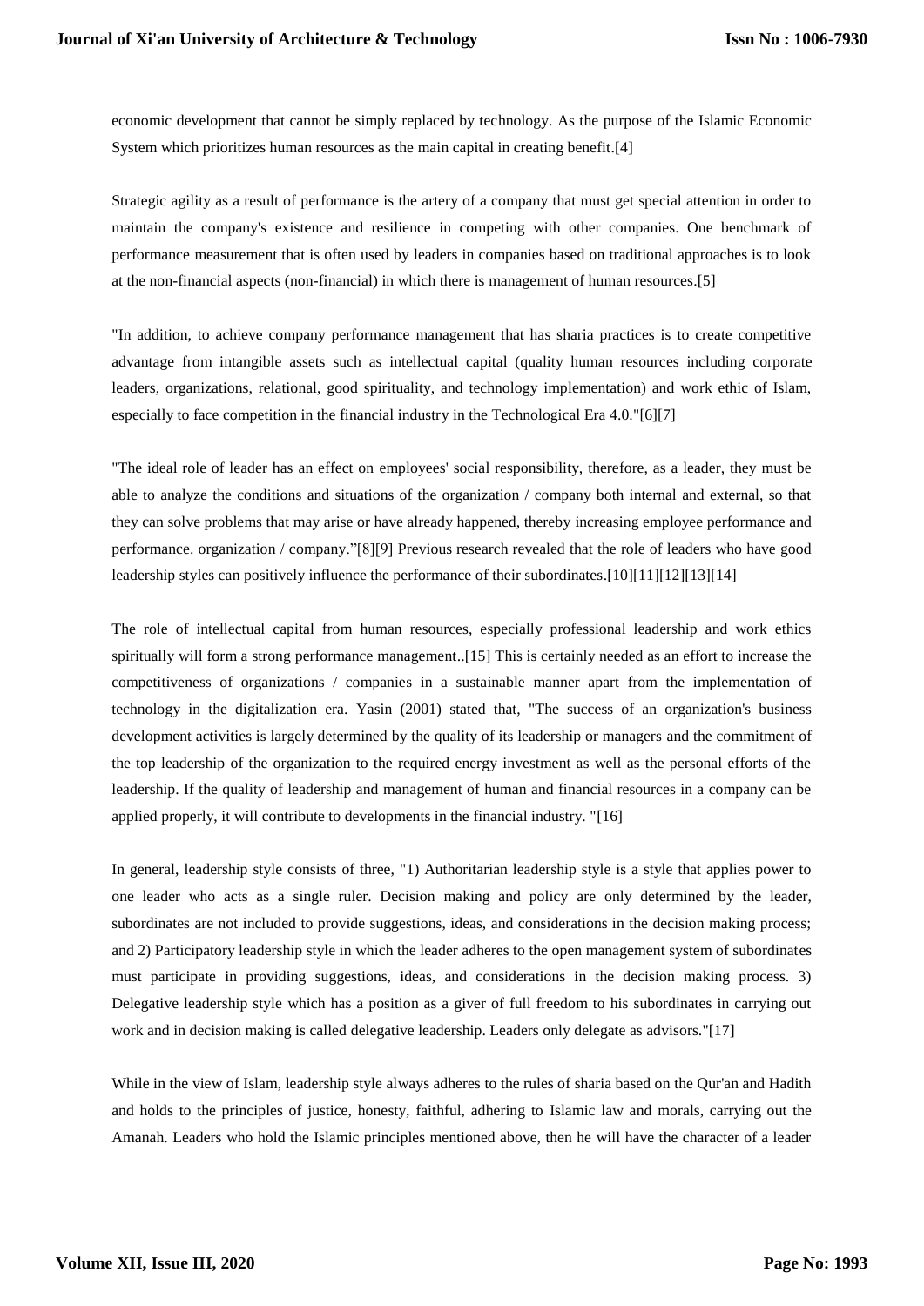economic development that cannot be simply replaced by technology. As the purpose of the Islamic Economic System which prioritizes human resources as the main capital in creating benefit.[4]

Strategic agility as a result of performance is the artery of a company that must get special attention in order to maintain the company's existence and resilience in competing with other companies. One benchmark of performance measurement that is often used by leaders in companies based on traditional approaches is to look at the non-financial aspects (non-financial) in which there is management of human resources.[5]

"In addition, to achieve company performance management that has sharia practices is to create competitive advantage from intangible assets such as intellectual capital (quality human resources including corporate leaders, organizations, relational, good spirituality, and technology implementation) and work ethic of Islam, especially to face competition in the financial industry in the Technological Era 4.0."[6][7]

"The ideal role of leader has an effect on employees' social responsibility, therefore, as a leader, they must be able to analyze the conditions and situations of the organization / company both internal and external, so that they can solve problems that may arise or have already happened, thereby increasing employee performance and performance. organization / company."[8][9] Previous research revealed that the role of leaders who have good leadership styles can positively influence the performance of their subordinates.[10][11][12][13][14]

The role of intellectual capital from human resources, especially professional leadership and work ethics spiritually will form a strong performance management..[15] This is certainly needed as an effort to increase the competitiveness of organizations / companies in a sustainable manner apart from the implementation of technology in the digitalization era. Yasin (2001) stated that, "The success of an organization's business development activities is largely determined by the quality of its leadership or managers and the commitment of the top leadership of the organization to the required energy investment as well as the personal efforts of the leadership. If the quality of leadership and management of human and financial resources in a company can be applied properly, it will contribute to developments in the financial industry. "[16]

In general, leadership style consists of three, "1) Authoritarian leadership style is a style that applies power to one leader who acts as a single ruler. Decision making and policy are only determined by the leader, subordinates are not included to provide suggestions, ideas, and considerations in the decision making process; and 2) Participatory leadership style in which the leader adheres to the open management system of subordinates must participate in providing suggestions, ideas, and considerations in the decision making process. 3) Delegative leadership style which has a position as a giver of full freedom to his subordinates in carrying out work and in decision making is called delegative leadership. Leaders only delegate as advisors."[17]

While in the view of Islam, leadership style always adheres to the rules of sharia based on the Qur'an and Hadith and holds to the principles of justice, honesty, faithful, adhering to Islamic law and morals, carrying out the Amanah. Leaders who hold the Islamic principles mentioned above, then he will have the character of a leader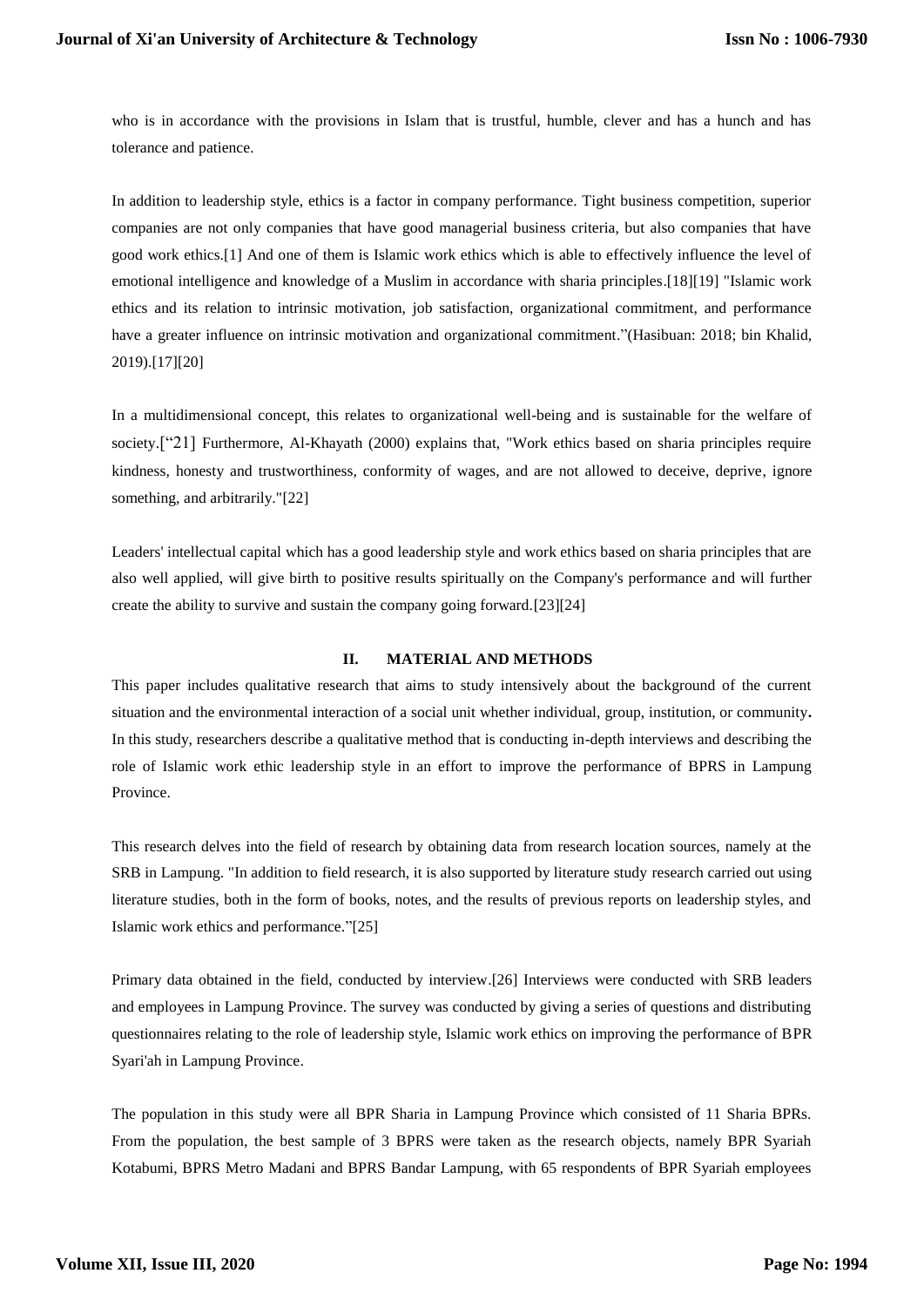who is in accordance with the provisions in Islam that is trustful, humble, clever and has a hunch and has tolerance and patience.

In addition to leadership style, ethics is a factor in company performance. Tight business competition, superior companies are not only companies that have good managerial business criteria, but also companies that have good work ethics.[1] And one of them is Islamic work ethics which is able to effectively influence the level of emotional intelligence and knowledge of a Muslim in accordance with sharia principles.[18][19] "Islamic work ethics and its relation to intrinsic motivation, job satisfaction, organizational commitment, and performance have a greater influence on intrinsic motivation and organizational commitment."(Hasibuan: 2018; bin Khalid, 2019).[17][20]

In a multidimensional concept, this relates to organizational well-being and is sustainable for the welfare of society.["21] Furthermore, Al-Khayath (2000) explains that, "Work ethics based on sharia principles require kindness, honesty and trustworthiness, conformity of wages, and are not allowed to deceive, deprive, ignore something, and arbitrarily."[22]

Leaders' intellectual capital which has a good leadership style and work ethics based on sharia principles that are also well applied, will give birth to positive results spiritually on the Company's performance and will further create the ability to survive and sustain the company going forward.[23][24]

## II. MATERIAL AND METHODS

This paper includes qualitative research that aims to study intensively about the background of the current situation and the environmental interaction of a social unit whether individual, group, institution, or community**.** In this study, researchers describe a qualitative method that is conducting in-depth interviews and describing the role of Islamic work ethic leadership style in an effort to improve the performance of BPRS in Lampung Province.

This research delves into the field of research by obtaining data from research location sources, namely at the SRB in Lampung. "In addition to field research, it is also supported by literature study research carried out using literature studies, both in the form of books, notes, and the results of previous reports on leadership styles, and Islamic work ethics and performance."[25]

Primary data obtained in the field, conducted by interview.[26] Interviews were conducted with SRB leaders and employees in Lampung Province. The survey was conducted by giving a series of questions and distributing questionnaires relating to the role of leadership style, Islamic work ethics on improving the performance of BPR Syari'ah in Lampung Province.

The population in this study were all BPR Sharia in Lampung Province which consisted of 11 Sharia BPRs. From the population, the best sample of 3 BPRS were taken as the research objects, namely BPR Syariah Kotabumi, BPRS Metro Madani and BPRS Bandar Lampung, with 65 respondents of BPR Syariah employees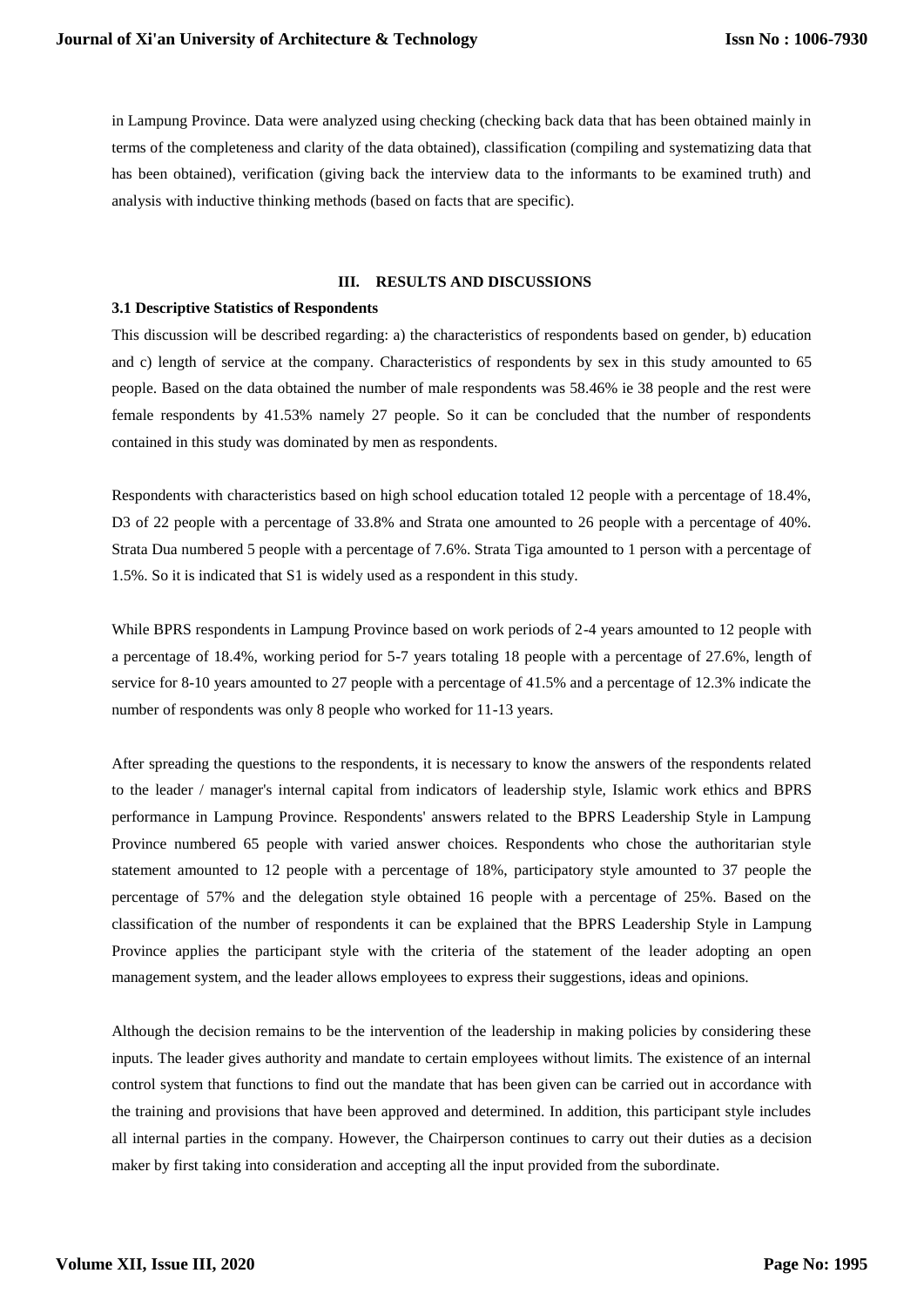in Lampung Province. Data were analyzed using checking (checking back data that has been obtained mainly in terms of the completeness and clarity of the data obtained), classification (compiling and systematizing data that has been obtained), verification (giving back the interview data to the informants to be examined truth) and analysis with inductive thinking methods (based on facts that are specific).

## III. RESULTS AND DISCUSSIONS

### 3.1 Descriptive Statistics of Respondents

This discussion will be described regarding: a) the characteristics of respondents based on gender, b) education and c) length of service at the company. Characteristics of respondents by sex in this study amounted to 65 people. Based on the data obtained the number of male respondents was 58.46% ie 38 people and the rest were female respondents by 41.53% namely 27 people. So it can be concluded that the number of respondents contained in this study was dominated by men as respondents.

Respondents with characteristics based on high school education totaled 12 people with a percentage of 18.4%, D3 of 22 people with a percentage of 33.8% and Strata one amounted to 26 people with a percentage of 40%. Strata Dua numbered 5 people with a percentage of 7.6%. Strata Tiga amounted to 1 person with a percentage of 1.5%. So it is indicated that S1 is widely used as a respondent in this study.

While BPRS respondents in Lampung Province based on work periods of 2-4 years amounted to 12 people with a percentage of 18.4%, working period for 5-7 years totaling 18 people with a percentage of 27.6%, length of service for 8-10 years amounted to 27 people with a percentage of 41.5% and a percentage of 12.3% indicate the number of respondents was only 8 people who worked for 11-13 years.

After spreading the questions to the respondents, it is necessary to know the answers of the respondents related to the leader / manager's internal capital from indicators of leadership style, Islamic work ethics and BPRS performance in Lampung Province. Respondents' answers related to the BPRS Leadership Style in Lampung Province numbered 65 people with varied answer choices. Respondents who chose the authoritarian style statement amounted to 12 people with a percentage of 18%, participatory style amounted to 37 people the percentage of 57% and the delegation style obtained 16 people with a percentage of 25%. Based on the classification of the number of respondents it can be explained that the BPRS Leadership Style in Lampung Province applies the participant style with the criteria of the statement of the leader adopting an open management system, and the leader allows employees to express their suggestions, ideas and opinions.

Although the decision remains to be the intervention of the leadership in making policies by considering these inputs. The leader gives authority and mandate to certain employees without limits. The existence of an internal control system that functions to find out the mandate that has been given can be carried out in accordance with the training and provisions that have been approved and determined. In addition, this participant style includes all internal parties in the company. However, the Chairperson continues to carry out their duties as a decision maker by first taking into consideration and accepting all the input provided from the subordinate.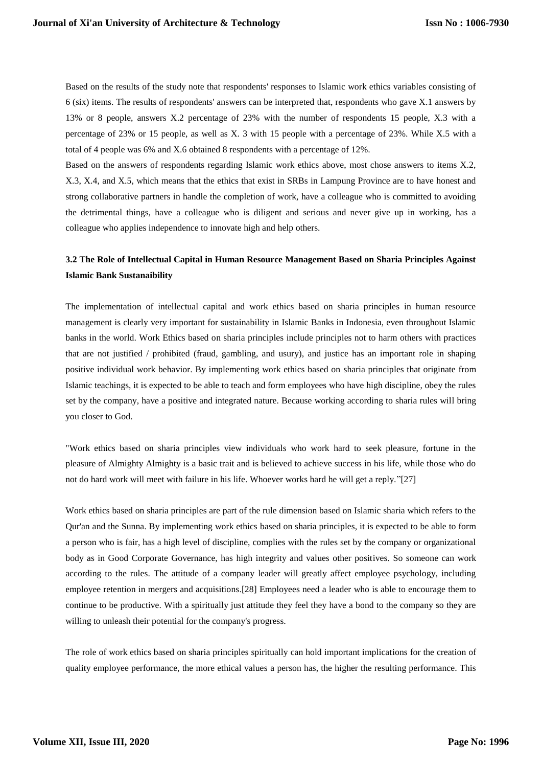Based on the results of the study note that respondents' responses to Islamic work ethics variables consisting of 6 (six) items. The results of respondents' answers can be interpreted that, respondents who gave X.1 answers by 13% or 8 people, answers X.2 percentage of 23% with the number of respondents 15 people, X.3 with a percentage of 23% or 15 people, as well as X. 3 with 15 people with a percentage of 23%. While X.5 with a total of 4 people was 6% and X.6 obtained 8 respondents with a percentage of 12%.

Based on the answers of respondents regarding Islamic work ethics above, most chose answers to items X.2, X.3, X.4, and X.5, which means that the ethics that exist in SRBs in Lampung Province are to have honest and strong collaborative partners in handle the completion of work, have a colleague who is committed to avoiding the detrimental things, have a colleague who is diligent and serious and never give up in working, has a colleague who applies independence to innovate high and help others.

### 3.2 The Role of Intellectual Capital in Human Resource Management Based on Sharia Principles Against Islamic Bank Sustanaibility

The implementation of intellectual capital and work ethics based on sharia principles in human resource management is clearly very important for sustainability in Islamic Banks in Indonesia, even throughout Islamic banks in the world. Work Ethics based on sharia principles include principles not to harm others with practices that are not justified / prohibited (fraud, gambling, and usury), and justice has an important role in shaping positive individual work behavior. By implementing work ethics based on sharia principles that originate from Islamic teachings, it is expected to be able to teach and form employees who have high discipline, obey the rules set by the company, have a positive and integrated nature. Because working according to sharia rules will bring you closer to God.

"Work ethics based on sharia principles view individuals who work hard to seek pleasure, fortune in the pleasure of Almighty Almighty is a basic trait and is believed to achieve success in his life, while those who do not do hard work will meet with failure in his life. Whoever works hard he will get a reply."[27]

Work ethics based on sharia principles are part of the rule dimension based on Islamic sharia which refers to the Qur'an and the Sunna. By implementing work ethics based on sharia principles, it is expected to be able to form a person who is fair, has a high level of discipline, complies with the rules set by the company or organizational body as in Good Corporate Governance, has high integrity and values other positives. So someone can work according to the rules. The attitude of a company leader will greatly affect employee psychology, including employee retention in mergers and acquisitions.[28] Employees need a leader who is able to encourage them to continue to be productive. With a spiritually just attitude they feel they have a bond to the company so they are willing to unleash their potential for the company's progress.

The role of work ethics based on sharia principles spiritually can hold important implications for the creation of quality employee performance, the more ethical values a person has, the higher the resulting performance. This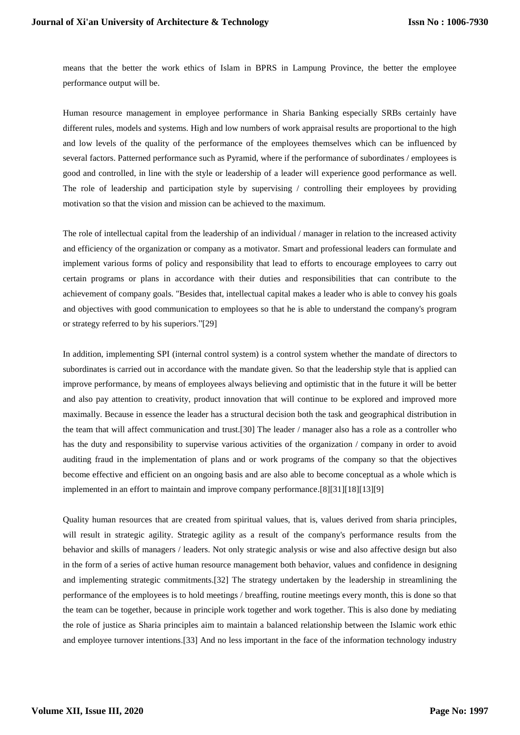means that the better the work ethics of Islam in BPRS in Lampung Province, the better the employee performance output will be.

Human resource management in employee performance in Sharia Banking especially SRBs certainly have different rules, models and systems. High and low numbers of work appraisal results are proportional to the high and low levels of the quality of the performance of the employees themselves which can be influenced by several factors. Patterned performance such as Pyramid, where if the performance of subordinates / employees is good and controlled, in line with the style or leadership of a leader will experience good performance as well. The role of leadership and participation style by supervising / controlling their employees by providing motivation so that the vision and mission can be achieved to the maximum.

The role of intellectual capital from the leadership of an individual / manager in relation to the increased activity and efficiency of the organization or company as a motivator. Smart and professional leaders can formulate and implement various forms of policy and responsibility that lead to efforts to encourage employees to carry out certain programs or plans in accordance with their duties and responsibilities that can contribute to the achievement of company goals. "Besides that, intellectual capital makes a leader who is able to convey his goals and objectives with good communication to employees so that he is able to understand the company's program or strategy referred to by his superiors."[29]

In addition, implementing SPI (internal control system) is a control system whether the mandate of directors to subordinates is carried out in accordance with the mandate given. So that the leadership style that is applied can improve performance, by means of employees always believing and optimistic that in the future it will be better and also pay attention to creativity, product innovation that will continue to be explored and improved more maximally. Because in essence the leader has a structural decision both the task and geographical distribution in the team that will affect communication and trust.[30] The leader / manager also has a role as a controller who has the duty and responsibility to supervise various activities of the organization / company in order to avoid auditing fraud in the implementation of plans and or work programs of the company so that the objectives become effective and efficient on an ongoing basis and are also able to become conceptual as a whole which is implemented in an effort to maintain and improve company performance.[8][31][18][13][9]

Quality human resources that are created from spiritual values, that is, values derived from sharia principles, will result in strategic agility. Strategic agility as a result of the company's performance results from the behavior and skills of managers / leaders. Not only strategic analysis or wise and also affective design but also in the form of a series of active human resource management both behavior, values and confidence in designing and implementing strategic commitments.[32] The strategy undertaken by the leadership in streamlining the performance of the employees is to hold meetings / breaffing, routine meetings every month, this is done so that the team can be together, because in principle work together and work together. This is also done by mediating the role of justice as Sharia principles aim to maintain a balanced relationship between the Islamic work ethic and employee turnover intentions.[33] And no less important in the face of the information technology industry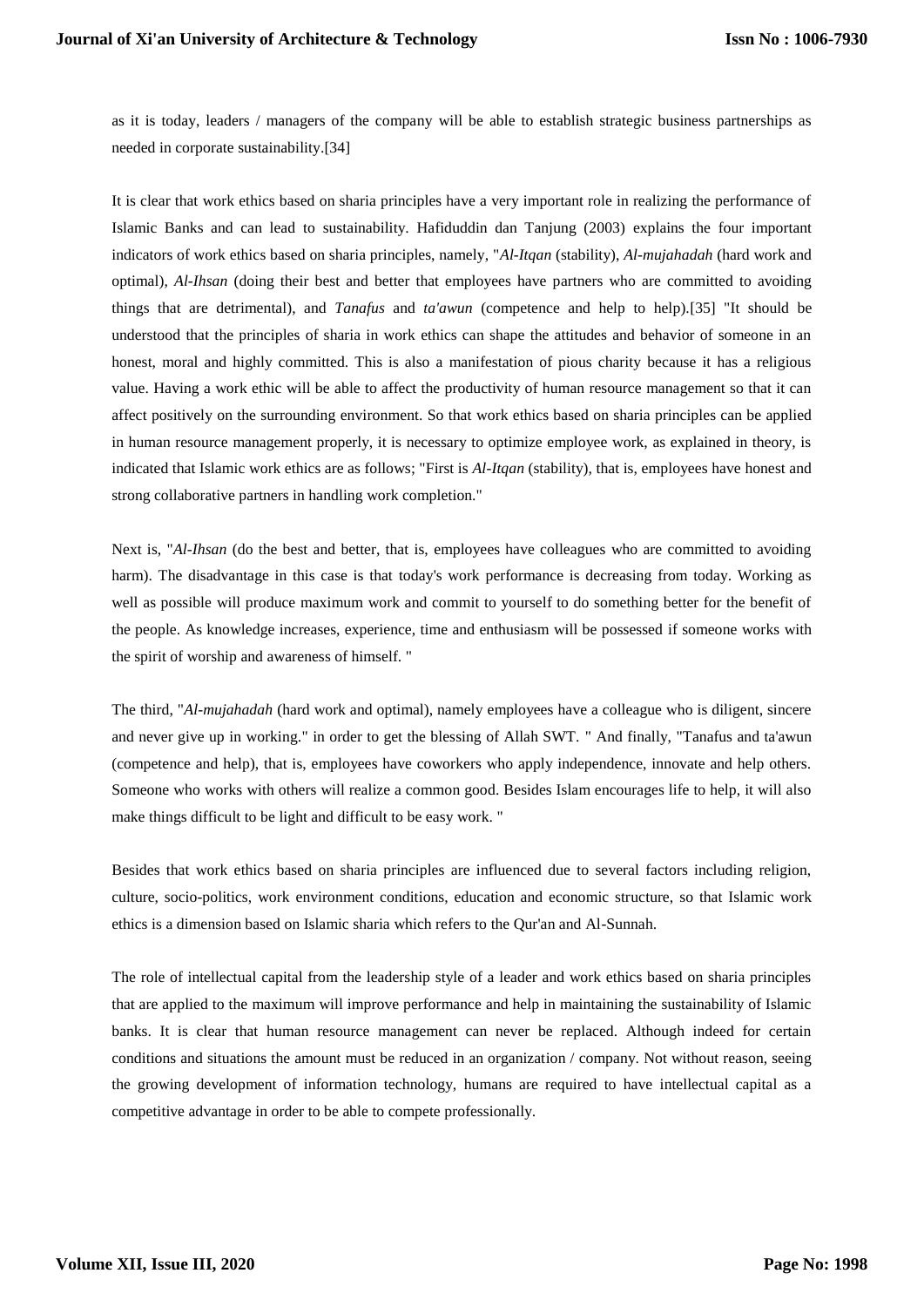as it is today, leaders / managers of the company will be able to establish strategic business partnerships as needed in corporate sustainability.[34]

It is clear that work ethics based on sharia principles have a very important role in realizing the performance of Islamic Banks and can lead to sustainability. Hafiduddin dan Tanjung (2003) explains the four important indicators of work ethics based on sharia principles, namely, "*Al-Itqan* (stability), *Al-mujahadah* (hard work and optimal), *Al-Ihsan* (doing their best and better that employees have partners who are committed to avoiding things that are detrimental), and *Tanafus* and *ta'awun* (competence and help to help).[35] "It should be understood that the principles of sharia in work ethics can shape the attitudes and behavior of someone in an honest, moral and highly committed. This is also a manifestation of pious charity because it has a religious value. Having a work ethic will be able to affect the productivity of human resource management so that it can affect positively on the surrounding environment. So that work ethics based on sharia principles can be applied in human resource management properly, it is necessary to optimize employee work, as explained in theory, is indicated that Islamic work ethics are as follows; "First is *Al-Itqan* (stability), that is, employees have honest and strong collaborative partners in handling work completion."

Next is, "*Al-Ihsan* (do the best and better, that is, employees have colleagues who are committed to avoiding harm). The disadvantage in this case is that today's work performance is decreasing from today. Working as well as possible will produce maximum work and commit to yourself to do something better for the benefit of the people. As knowledge increases, experience, time and enthusiasm will be possessed if someone works with the spirit of worship and awareness of himself. "

The third, "*Al-mujahadah* (hard work and optimal), namely employees have a colleague who is diligent, sincere and never give up in working." in order to get the blessing of Allah SWT. " And finally, "Tanafus and ta'awun (competence and help), that is, employees have coworkers who apply independence, innovate and help others. Someone who works with others will realize a common good. Besides Islam encourages life to help, it will also make things difficult to be light and difficult to be easy work. "

Besides that work ethics based on sharia principles are influenced due to several factors including religion, culture, socio-politics, work environment conditions, education and economic structure, so that Islamic work ethics is a dimension based on Islamic sharia which refers to the Qur'an and Al-Sunnah.

The role of intellectual capital from the leadership style of a leader and work ethics based on sharia principles that are applied to the maximum will improve performance and help in maintaining the sustainability of Islamic banks. It is clear that human resource management can never be replaced. Although indeed for certain conditions and situations the amount must be reduced in an organization / company. Not without reason, seeing the growing development of information technology, humans are required to have intellectual capital as a competitive advantage in order to be able to compete professionally.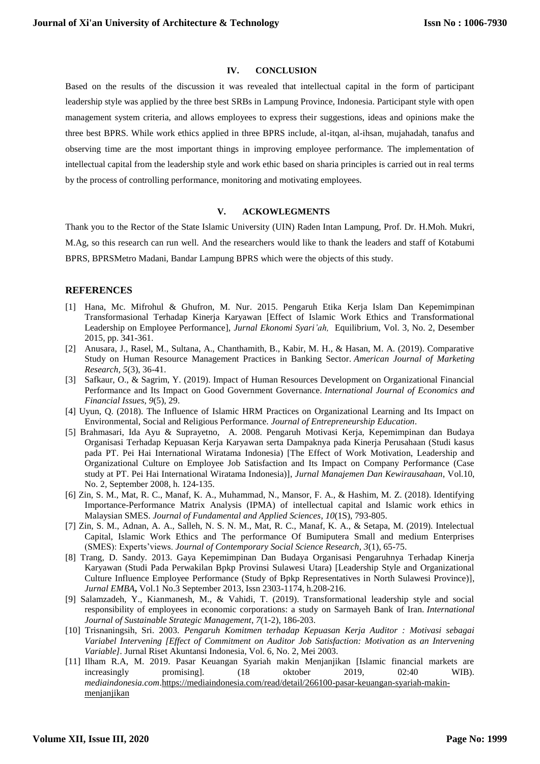## IV. CONCLUSION

Based on the results of the discussion it was revealed that intellectual capital in the form of participant leadership style was applied by the three best SRBs in Lampung Province, Indonesia. Participant style with open management system criteria, and allows employees to express their suggestions, ideas and opinions make the three best BPRS. While work ethics applied in three BPRS include, al-itqan, al-ihsan, mujahadah, tanafus and observing time are the most important things in improving employee performance. The implementation of intellectual capital from the leadership style and work ethic based on sharia principles is carried out in real terms by the process of controlling performance, monitoring and motivating employees.

## V. ACKOWLEGMENTS

Thank you to the Rector of the State Islamic University (UIN) Raden Intan Lampung, Prof. Dr. H.Moh. Mukri, M.Ag, so this research can run well. And the researchers would like to thank the leaders and staff of Kotabumi BPRS, BPRSMetro Madani, Bandar Lampung BPRS which were the objects of this study.

## REFERENCES

[1] Hana, Mc. Mifrohul & Ghufron, M. Nur. 2015. Pengaruh Etika Kerja Islam Dan Kepemimpinan Transformasional Terhadap Kinerja Karyawan [Effect of Islamic Work Ethics and Transformational Leadership on Employee Performance], *Jurnal Ekonomi Syari'ah,* Equilibrium, Vol. 3, No. 2, Desember 2015, pp. 341-361.

[2] Anusara, J., Rasel, M., Sultana, A., Chanthamith, B., Kabir, M. H., & Hasan, M. A. (2019). Comparative Study on Human Resource Management Practices in Banking Sector. *American Journal of Marketing Research*, *5*(3), 36-41.

[3] Safkaur, O., & Sagrim, Y. (2019). Impact of Human Resources Development on Organizational Financial Performance and Its Impact on Good Government Governance. *International Journal of Economics and Financial Issues*, *9*(5), 29.

[4] Uyun, Q. (2018). The Influence of Islamic HRM Practices on Organizational Learning and Its Impact on Environmental, Social and Religious Performance. *Journal of Entrepreneurship Education*.

[5] Brahmasari, Ida Ayu & Suprayetno, A. 2008. Pengaruh Motivasi Kerja, Kepemimpinan dan Budaya Organisasi Terhadap Kepuasan Kerja Karyawan serta Dampaknya pada Kinerja Perusahaan (Studi kasus pada PT. Pei Hai International Wiratama Indonesia) [The Effect of Work Motivation, Leadership and Organizational Culture on Employee Job Satisfaction and Its Impact on Company Performance (Case study at PT. Pei Hai International Wiratama Indonesia)], *Jurnal Manajemen Dan Kewirausahaan*, Vol.10, No. 2, September 2008, h. 124-135.

[6] Zin, S. M., Mat, R. C., Manaf, K. A., Muhammad, N., Mansor, F. A., & Hashim, M. Z. (2018). Identifying Importance-Performance Matrix Analysis (IPMA) of intellectual capital and Islamic work ethics in Malaysian SMES. *Journal of Fundamental and Applied Sciences*, *10*(1S), 793-805.

[7] Zin, S. M., Adnan, A. A., Salleh, N. S. N. M., Mat, R. C., Manaf, K. A., & Setapa, M. (2019). Intelectual Capital, Islamic Work Ethics and The performance Of Bumiputera Small and medium Enterprises (SMES): Experts'views. *Journal of Contemporary Social Science Research*, *3*(1), 65-75.

[8] Trang, D. Sandy. 2013. Gaya Kepemimpinan Dan Budaya Organisasi Pengaruhnya Terhadap Kinerja Karyawan (Studi Pada Perwakilan Bpkp Provinsi Sulawesi Utara) [Leadership Style and Organizational Culture Influence Employee Performance (Study of Bpkp Representatives in North Sulawesi Province)], *Jurnal EMBA***,** Vol.1 No.3 September 2013, Issn 2303-1174, h.208-216.

[9] Salamzadeh, Y., Kianmanesh, M., & Vahidi, T. (2019). Transformational leadership style and social responsibility of employees in economic corporations: a study on Sarmayeh Bank of Iran. *International Journal of Sustainable Strategic Management*, *7*(1-2), 186-203.

[10] Trisnaningsih, Sri. 2003. *Pengaruh Komitmen terhadap Kepuasan Kerja Auditor : Motivasi sebagai Variabel Intervening [Effect of Commitment on Auditor Job Satisfaction: Motivation as an Intervening Variable]*. Jurnal Riset Akuntansi Indonesia, Vol. 6, No. 2, Mei 2003.

[11] Ilham R.A, M. 2019. Pasar Keuangan Syariah makin Menjanjikan [Islamic financial markets are increasingly promising]. (18 oktober 2019, 02:40 WIB). *mediaindonesia.com*.https://mediaindonesia.com/read/detail/266100-pasar-keuangan-syariah-makin-menjanjikan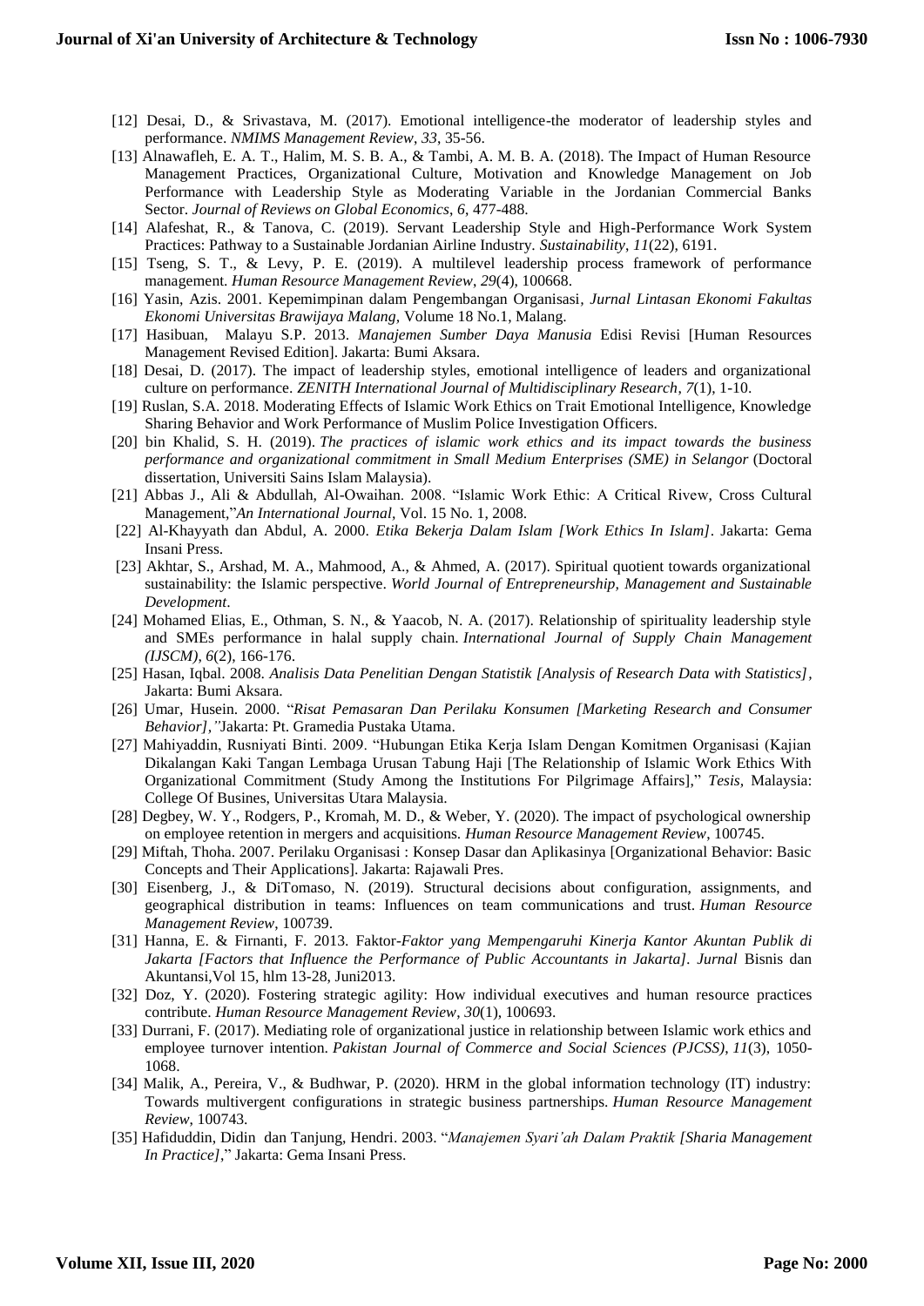[12] Desai, D., & Srivastava, M. (2017). Emotional intelligence-the moderator of leadership styles and performance. *NMIMS Management Review*, *33*, 35-56.

[13] Alnawafleh, E. A. T., Halim, M. S. B. A., & Tambi, A. M. B. A. (2018). The Impact of Human Resource Management Practices, Organizational Culture, Motivation and Knowledge Management on Job Performance with Leadership Style as Moderating Variable in the Jordanian Commercial Banks Sector. *Journal of Reviews on Global Economics*, *6*, 477-488.

[14] Alafeshat, R., & Tanova, C. (2019). Servant Leadership Style and High-Performance Work System Practices: Pathway to a Sustainable Jordanian Airline Industry. *Sustainability*, *11*(22), 6191.

[15] Tseng, S. T., & Levy, P. E. (2019). A multilevel leadership process framework of performance management. *Human Resource Management Review*, *29*(4), 100668.

[16] Yasin, Azis. 2001. Kepemimpinan dalam Pengembangan Organisasi, *Jurnal Lintasan Ekonomi Fakultas Ekonomi Universitas Brawijaya Malang*, Volume 18 No.1, Malang.

[17] Hasibuan, Malayu S.P. 2013. *Manajemen Sumber Daya Manusia* Edisi Revisi [Human Resources Management Revised Edition]. Jakarta: Bumi Aksara.

[18] Desai, D. (2017). The impact of leadership styles, emotional intelligence of leaders and organizational culture on performance. *ZENITH International Journal of Multidisciplinary Research*, *7*(1), 1-10.

[19] Ruslan, S.A. 2018. Moderating Effects of Islamic Work Ethics on Trait Emotional Intelligence, Knowledge Sharing Behavior and Work Performance of Muslim Police Investigation Officers.

[20] bin Khalid, S. H. (2019). *The practices of islamic work ethics and its impact towards the business performance and organizational commitment in Small Medium Enterprises (SME) in Selangor* (Doctoral dissertation, Universiti Sains Islam Malaysia).

[21] Abbas J., Ali & Abdullah, Al-Owaihan. 2008. "Islamic Work Ethic: A Critical Rivew, Cross Cultural Management,"*An International Journal*, Vol. 15 No. 1, 2008.

[22] Al-Khayyath dan Abdul, A. 2000. *Etika Bekerja Dalam Islam [Work Ethics In Islam]*. Jakarta: Gema Insani Press.

[23] Akhtar, S., Arshad, M. A., Mahmood, A., & Ahmed, A. (2017). Spiritual quotient towards organizational sustainability: the Islamic perspective. *World Journal of Entrepreneurship, Management and Sustainable Development*.

[24] Mohamed Elias, E., Othman, S. N., & Yaacob, N. A. (2017). Relationship of spirituality leadership style and SMEs performance in halal supply chain. *International Journal of Supply Chain Management (IJSCM)*, *6*(2), 166-176.

[25] Hasan, Iqbal. 2008. *Analisis Data Penelitian Dengan Statistik [Analysis of Research Data with Statistics]*, Jakarta: Bumi Aksara.

[26] Umar, Husein. 2000. "*Risat Pemasaran Dan Perilaku Konsumen [Marketing Research and Consumer Behavior],"*Jakarta: Pt. Gramedia Pustaka Utama.

[27] Mahiyaddin, Rusniyati Binti. 2009. "Hubungan Etika Kerja Islam Dengan Komitmen Organisasi (Kajian Dikalangan Kaki Tangan Lembaga Urusan Tabung Haji [The Relationship of Islamic Work Ethics With Organizational Commitment (Study Among the Institutions For Pilgrimage Affairs]," *Tesis*, Malaysia: College Of Busines, Universitas Utara Malaysia.

[28] Degbey, W. Y., Rodgers, P., Kromah, M. D., & Weber, Y. (2020). The impact of psychological ownership on employee retention in mergers and acquisitions. *Human Resource Management Review*, 100745.

[29] Miftah, Thoha. 2007. Perilaku Organisasi : Konsep Dasar dan Aplikasinya [Organizational Behavior: Basic Concepts and Their Applications]. Jakarta: Rajawali Pres.

[30] Eisenberg, J., & DiTomaso, N. (2019). Structural decisions about configuration, assignments, and geographical distribution in teams: Influences on team communications and trust. *Human Resource Management Review*, 100739.

[31] Hanna, E. & Firnanti, F. 2013. Faktor-*Faktor yang Mempengaruhi Kinerja Kantor Akuntan Publik di Jakarta [Factors that Influence the Performance of Public Accountants in Jakarta]. Jurnal* Bisnis dan Akuntansi,Vol 15, hlm 13-28, Juni2013.

[32] Doz, Y. (2020). Fostering strategic agility: How individual executives and human resource practices contribute. *Human Resource Management Review*, *30*(1), 100693.

[33] Durrani, F. (2017). Mediating role of organizational justice in relationship between Islamic work ethics and employee turnover intention. *Pakistan Journal of Commerce and Social Sciences (PJCSS)*, *11*(3), 1050-1068.

[34] Malik, A., Pereira, V., & Budhwar, P. (2020). HRM in the global information technology (IT) industry: Towards multivergent configurations in strategic business partnerships. *Human Resource Management Review*, 100743.

[35] Hafiduddin, Didin dan Tanjung, Hendri. 2003. "*Manajemen Syari'ah Dalam Praktik [Sharia Management In Practice]*," Jakarta: Gema Insani Press.